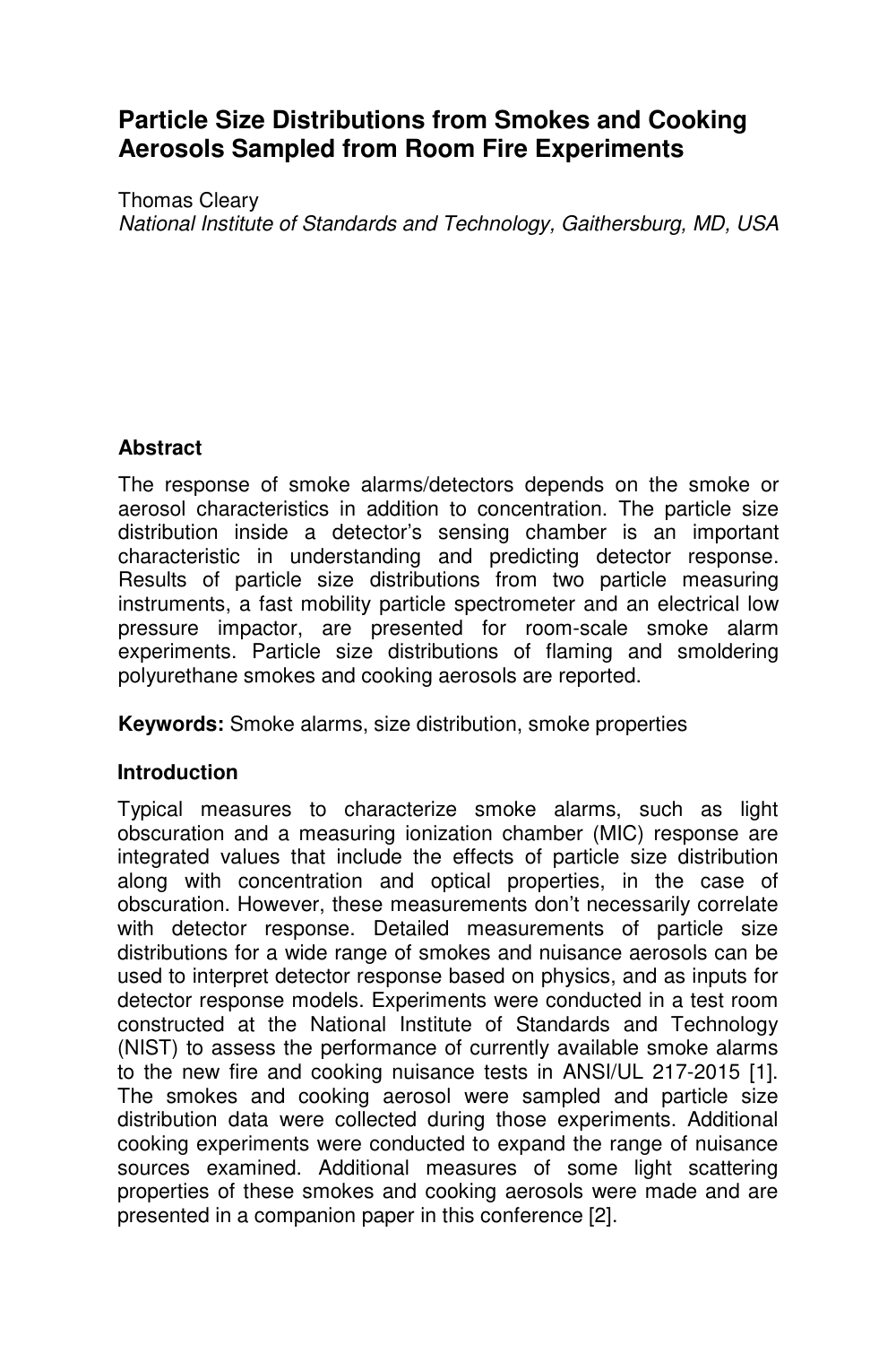# Particle Size Distributions from Smokes and Cooking Aerosols Sampled from Room Fire Experiments

Thomas Cleary

*National Institute of Standards and Technology, Gaithersburg, MD, USA*

## Abstract

The response of smoke alarms/detectors depends on the smoke or aerosol characteristics in addition to concentration. The particle size distribution inside a detector's sensing chamber is an important characteristic in understanding and predicting detector response. Results of particle size distributions from two particle measuring instruments, a fast mobility particle spectrometer and an electrical low pressure impactor, are presented for room-scale smoke alarm experiments. Particle size distributions of flaming and smoldering polyurethane smokes and cooking aerosols are reported.

**Keywords:** Smoke alarms, size distribution, smoke properties

## Introduction

Typical measures to characterize smoke alarms, such as light obscuration and a measuring ionization chamber (MIC) response are integrated values that include the effects of particle size distribution along with concentration and optical properties, in the case of obscuration. However, these measurements don't necessarily correlate with detector response. Detailed measurements of particle size distributions for a wide range of smokes and nuisance aerosols can be used to interpret detector response based on physics, and as inputs for detector response models. Experiments were conducted in a test room constructed at the National Institute of Standards and Technology (NIST) to assess the performance of currently available smoke alarms to the new fire and cooking nuisance tests in ANSI/UL 217-2015 [1]. The smokes and cooking aerosol were sampled and particle size distribution data were collected during those experiments. Additional cooking experiments were conducted to expand the range of nuisance sources examined. Additional measures of some light scattering properties of these smokes and cooking aerosols were made and are presented in a companion paper in this conference [2].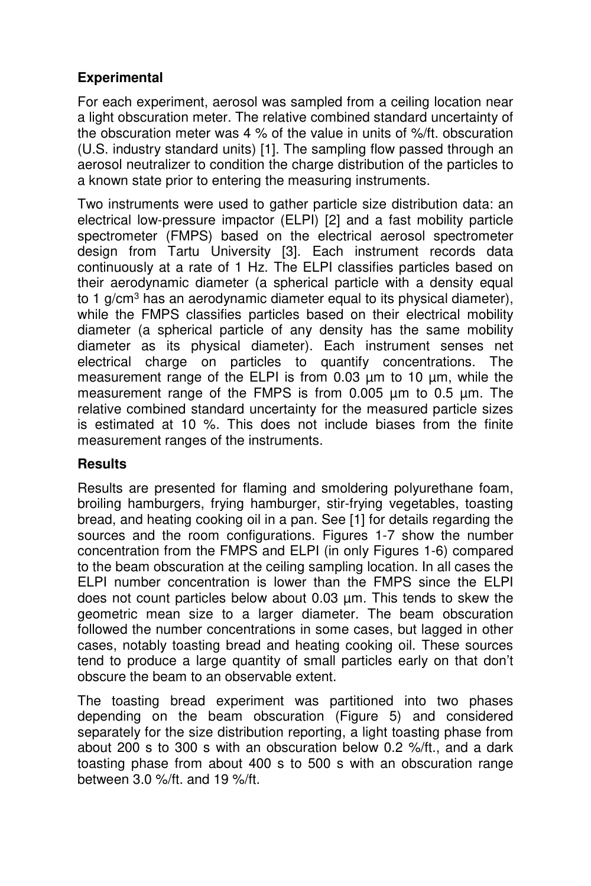## Experimental

For each experiment, aerosol was sampled from a ceiling location near a light obscuration meter. The relative combined standard uncertainty of the obscuration meter was 4 % of the value in units of %/ft. obscuration (U.S. industry standard units) [1]. The sampling flow passed through an aerosol neutralizer to condition the charge distribution of the particles to a known state prior to entering the measuring instruments.

Two instruments were used to gather particle size distribution data: an electrical low-pressure impactor (ELPI) [2] and a fast mobility particle spectrometer (FMPS) based on the electrical aerosol spectrometer design from Tartu University [3]. Each instrument records data continuously at a rate of 1 Hz. The ELPI classifies particles based on their aerodynamic diameter (a spherical particle with a density equal to 1 g/cm$^3$ has an aerodynamic diameter equal to its physical diameter), while the FMPS classifies particles based on their electrical mobility diameter (a spherical particle of any density has the same mobility diameter as its physical diameter). Each instrument senses net electrical charge on particles to quantify concentrations. The measurement range of the ELPI is from 0.03 µm to 10 µm, while the measurement range of the FMPS is from 0.005 µm to 0.5 µm. The relative combined standard uncertainty for the measured particle sizes is estimated at 10 %. This does not include biases from the finite measurement ranges of the instruments.

## Results

Results are presented for flaming and smoldering polyurethane foam, broiling hamburgers, frying hamburger, stir-frying vegetables, toasting bread, and heating cooking oil in a pan. See [1] for details regarding the sources and the room configurations. Figures 1-7 show the number concentration from the FMPS and ELPI (in only Figures 1-6) compared to the beam obscuration at the ceiling sampling location. In all cases the ELPI number concentration is lower than the FMPS since the ELPI does not count particles below about 0.03 µm. This tends to skew the geometric mean size to a larger diameter. The beam obscuration followed the number concentrations in some cases, but lagged in other cases, notably toasting bread and heating cooking oil. These sources tend to produce a large quantity of small particles early on that don't obscure the beam to an observable extent.

The toasting bread experiment was partitioned into two phases depending on the beam obscuration (Figure 5) and considered separately for the size distribution reporting, a light toasting phase from about 200 s to 300 s with an obscuration below 0.2 %/ft., and a dark toasting phase from about 400 s to 500 s with an obscuration range between 3.0 %/ft. and 19 %/ft.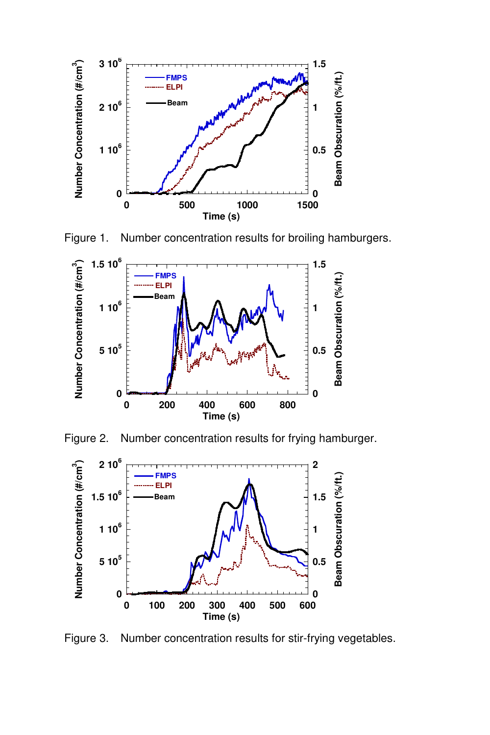Figure 1. Number concentration results for broiling hamburgers.

Figure 2. Number concentration results for frying hamburger.

Figure 3. Number concentration results for stir-frying vegetables.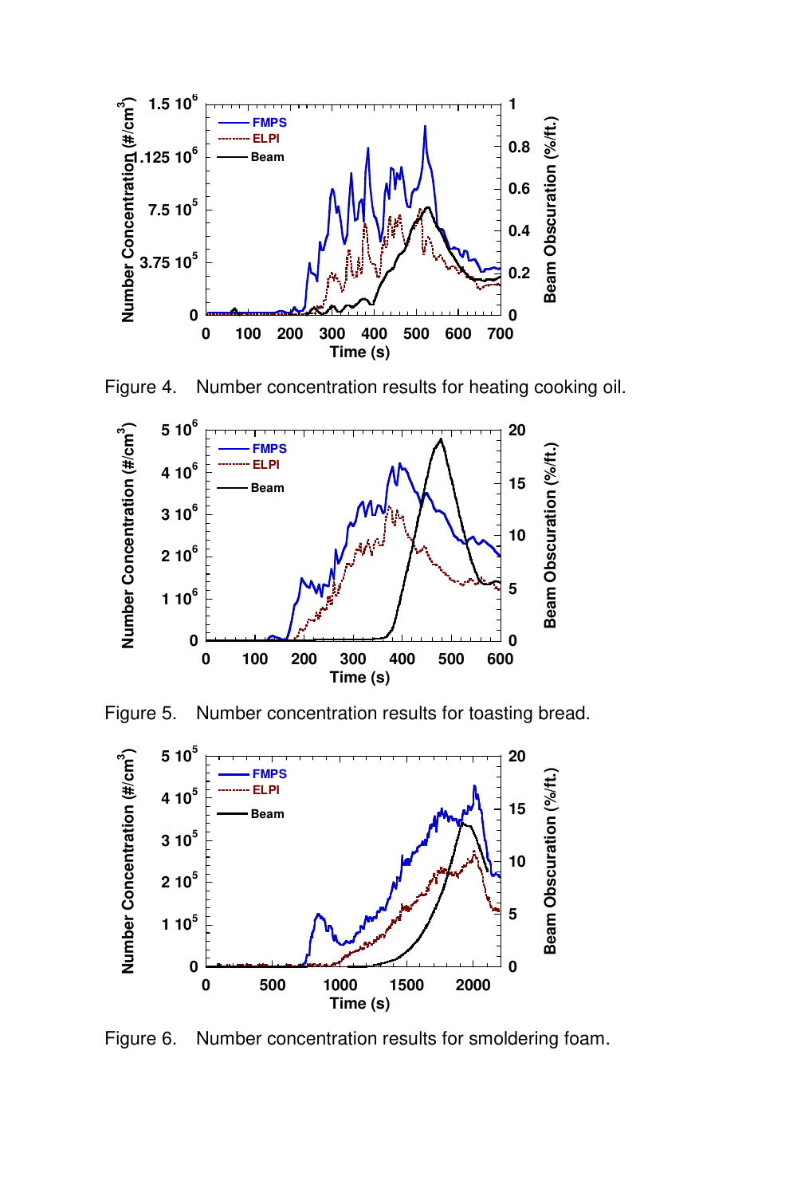Figure 4. Number concentration results for heating cooking oil.

Figure 5. Number concentration results for toasting bread.

Figure 6. Number concentration results for smoldering foam.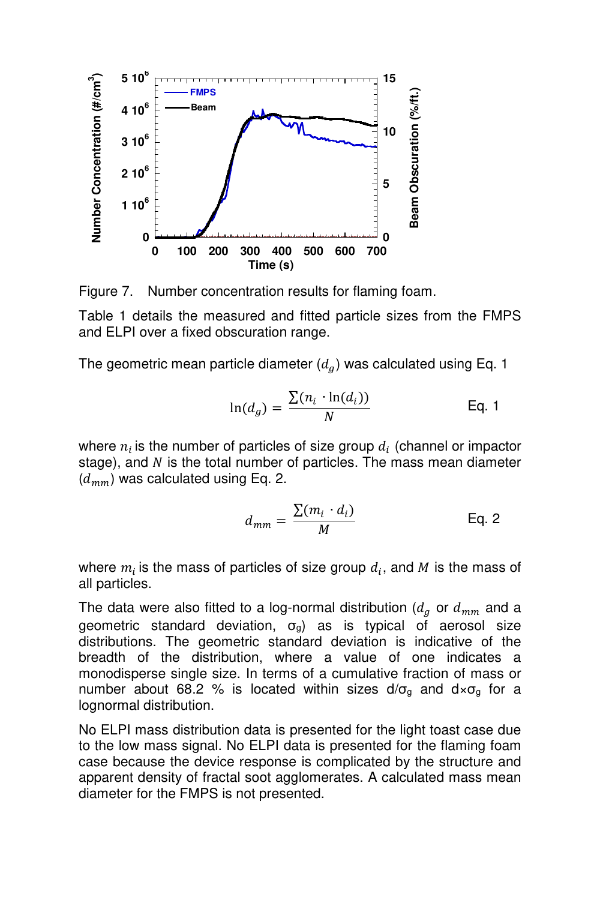Figure 7. Number concentration results for flaming foam.

Table 1 details the measured and fitted particle sizes from the FMPS and ELPI over a fixed obscuration range.

The geometric mean particle diameter ($d_g$) was calculated using Eq. 1

$$\ln(d_g) = \frac{\sum(n_i \cdot \ln(d_i))}{N} \qquad \text{Eq. 1}$$

where $n_i$ is the number of particles of size group $d_i$ (channel or impactor stage), and $N$ is the total number of particles. The mass mean diameter ($d_{mm}$) was calculated using Eq. 2.

$$d_{mm} = \frac{\sum(m_i \cdot d_i)}{M} \qquad \text{Eq. 2}$$

where $m_i$ is the mass of particles of size group $d_i$, and $M$ is the mass of all particles.

The data were also fitted to a log-normal distribution ($d_g$ or $d_{mm}$ and a geometric standard deviation, $\sigma_g$) as is typical of aerosol size distributions. The geometric standard deviation is indicative of the breadth of the distribution, where a value of one indicates a monodisperse single size. In terms of a cumulative fraction of mass or number about 68.2 % is located within sizes $d/\sigma_g$ and $d \times \sigma_g$ for a lognormal distribution.

No ELPI mass distribution data is presented for the light toast case due to the low mass signal. No ELPI data is presented for the flaming foam case because the device response is complicated by the structure and apparent density of fractal soot agglomerates. A calculated mass mean diameter for the FMPS is not presented.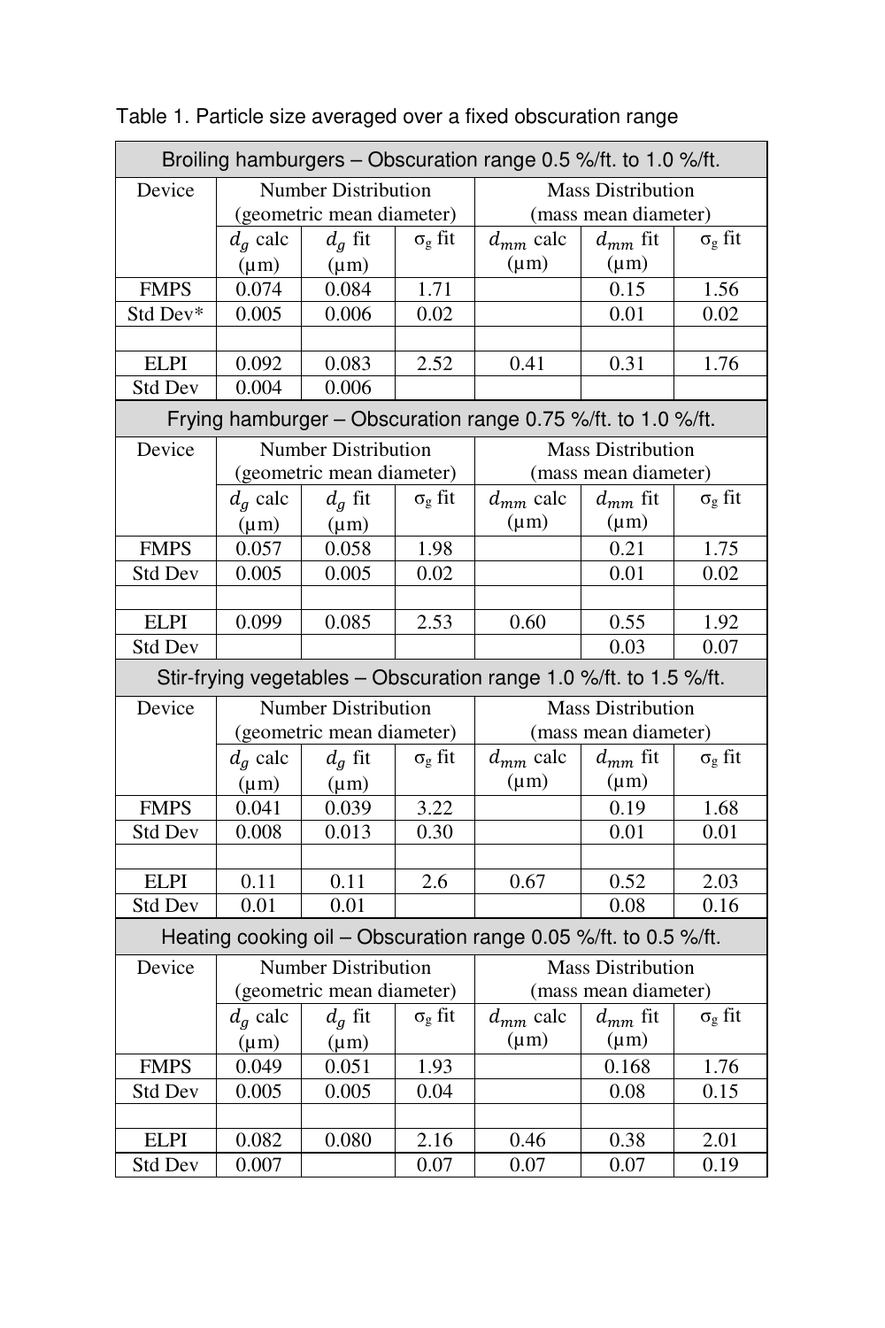Table 1. Particle size averaged over a fixed obscuration range

| Broiling hamburgers – Obscuration range 0.5 %/ft. to 1.0 %/ft. | | | | | | |
|---|---|---|---|---|---|---|
| Device | Number Distribution (geometric mean diameter) | | | Mass Distribution (mass mean diameter) | | |
| | $d_g$ calc (μm) | $d_g$ fit (μm) | $\sigma_g$ fit | $d_{mm}$ calc (μm) | $d_{mm}$ fit (μm) | $\sigma_g$ fit |
| FMPS | 0.074 | 0.084 | 1.71 | | 0.15 | 1.56 |
| Std Dev* | 0.005 | 0.006 | 0.02 | | 0.01 | 0.02 |
| | | | | | | |
| ELPI | 0.092 | 0.083 | 2.52 | 0.41 | 0.31 | 1.76 |
| Std Dev | 0.004 | 0.006 | | | | |
| **Frying hamburger – Obscuration range 0.75 %/ft. to 1.0 %/ft.** | | | | | | |
| Device | Number Distribution (geometric mean diameter) | | | Mass Distribution (mass mean diameter) | | |
| | $d_g$ calc (μm) | $d_g$ fit (μm) | $\sigma_g$ fit | $d_{mm}$ calc (μm) | $d_{mm}$ fit (μm) | $\sigma_g$ fit |
| FMPS | 0.057 | 0.058 | 1.98 | | 0.21 | 1.75 |
| Std Dev | 0.005 | 0.005 | 0.02 | | 0.01 | 0.02 |
| | | | | | | |
| ELPI | 0.099 | 0.085 | 2.53 | 0.60 | 0.55 | 1.92 |
| Std Dev | | | | | 0.03 | 0.07 |
| **Stir-frying vegetables – Obscuration range 1.0 %/ft. to 1.5 %/ft.** | | | | | | |
| Device | Number Distribution (geometric mean diameter) | | | Mass Distribution (mass mean diameter) | | |
| | $d_g$ calc (μm) | $d_g$ fit (μm) | $\sigma_g$ fit | $d_{mm}$ calc (μm) | $d_{mm}$ fit (μm) | $\sigma_g$ fit |
| FMPS | 0.041 | 0.039 | 3.22 | | 0.19 | 1.68 |
| Std Dev | 0.008 | 0.013 | 0.30 | | 0.01 | 0.01 |
| | | | | | | |
| ELPI | 0.11 | 0.11 | 2.6 | 0.67 | 0.52 | 2.03 |
| Std Dev | 0.01 | 0.01 | | | 0.08 | 0.16 |
| **Heating cooking oil – Obscuration range 0.05 %/ft. to 0.5 %/ft.** | | | | | | |
| Device | Number Distribution (geometric mean diameter) | | | Mass Distribution (mass mean diameter) | | |
| | $d_g$ calc (μm) | $d_g$ fit (μm) | $\sigma_g$ fit | $d_{mm}$ calc (μm) | $d_{mm}$ fit (μm) | $\sigma_g$ fit |
| FMPS | 0.049 | 0.051 | 1.93 | | 0.168 | 1.76 |
| Std Dev | 0.005 | 0.005 | 0.04 | | 0.08 | 0.15 |
| | | | | | | |
| ELPI | 0.082 | 0.080 | 2.16 | 0.46 | 0.38 | 2.01 |
| Std Dev | 0.007 | | 0.07 | 0.07 | 0.07 | 0.19 |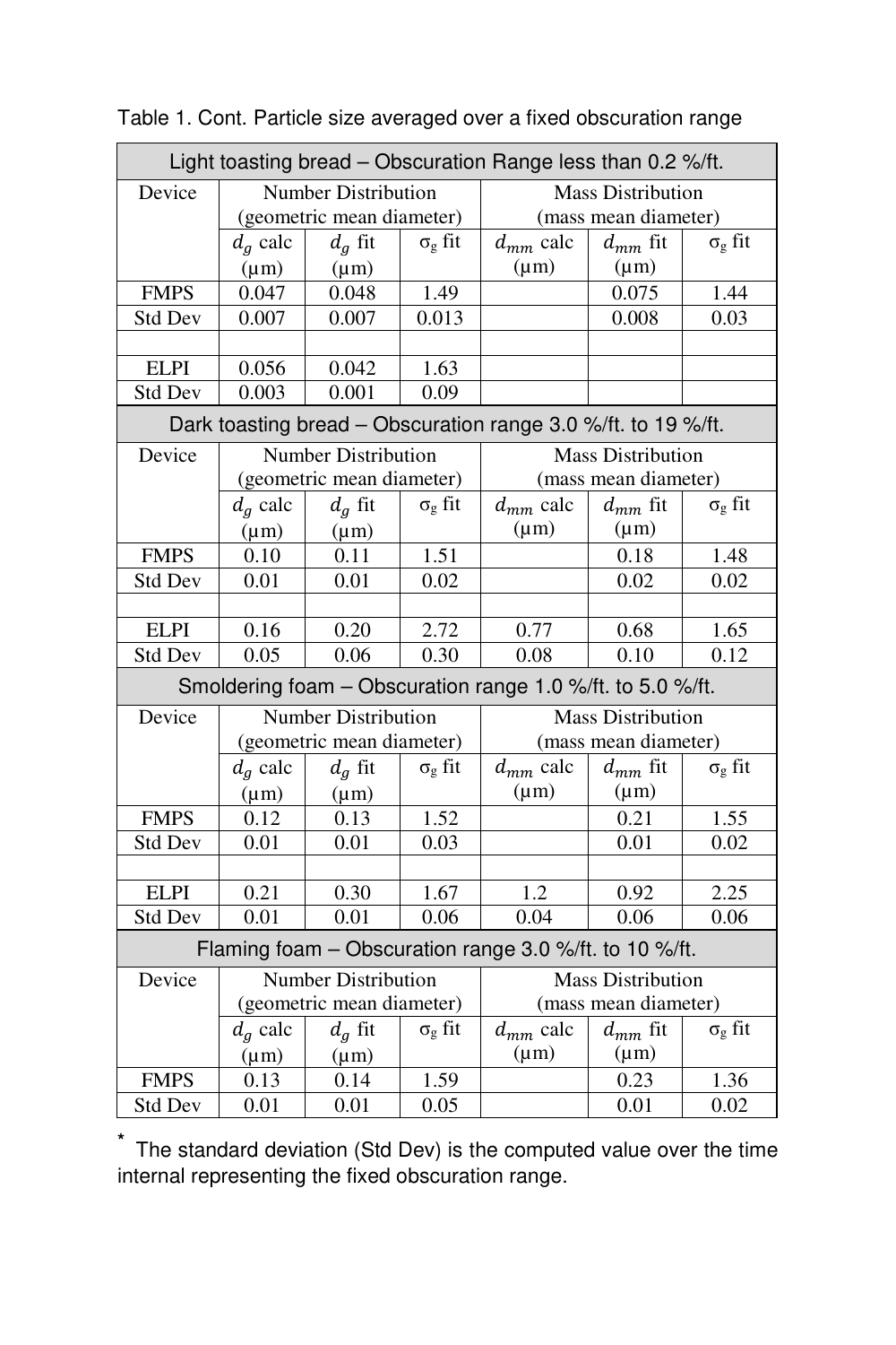Table 1. Cont. Particle size averaged over a fixed obscuration range

| Device | Number Distribution (geometric mean diameter) | | | Mass Distribution (mass mean diameter) | | |
|---|---|---|---|---|---|---|
| **Light toasting bread – Obscuration Range less than 0.2 %/ft.** | | | | | | |
| | $d_g$ calc (µm) | $d_g$ fit (µm) | $\sigma_g$ fit | $d_{mm}$ calc (µm) | $d_{mm}$ fit (µm) | $\sigma_g$ fit |
| FMPS | 0.047 | 0.048 | 1.49 | | 0.075 | 1.44 |
| Std Dev | 0.007 | 0.007 | 0.013 | | 0.008 | 0.03 |
| | | | | | | |
| ELPI | 0.056 | 0.042 | 1.63 | | | |
| Std Dev | 0.003 | 0.001 | 0.09 | | | |
| **Dark toasting bread – Obscuration range 3.0 %/ft. to 19 %/ft.** | | | | | | |
| | $d_g$ calc (µm) | $d_g$ fit (µm) | $\sigma_g$ fit | $d_{mm}$ calc (µm) | $d_{mm}$ fit (µm) | $\sigma_g$ fit |
| FMPS | 0.10 | 0.11 | 1.51 | | 0.18 | 1.48 |
| Std Dev | 0.01 | 0.01 | 0.02 | | 0.02 | 0.02 |
| | | | | | | |
| ELPI | 0.16 | 0.20 | 2.72 | 0.77 | 0.68 | 1.65 |
| Std Dev | 0.05 | 0.06 | 0.30 | 0.08 | 0.10 | 0.12 |
| **Smoldering foam – Obscuration range 1.0 %/ft. to 5.0 %/ft.** | | | | | | |
| | $d_g$ calc (µm) | $d_g$ fit (µm) | $\sigma_g$ fit | $d_{mm}$ calc (µm) | $d_{mm}$ fit (µm) | $\sigma_g$ fit |
| FMPS | 0.12 | 0.13 | 1.52 | | 0.21 | 1.55 |
| Std Dev | 0.01 | 0.01 | 0.03 | | 0.01 | 0.02 |
| | | | | | | |
| ELPI | 0.21 | 0.30 | 1.67 | 1.2 | 0.92 | 2.25 |
| Std Dev | 0.01 | 0.01 | 0.06 | 0.04 | 0.06 | 0.06 |
| **Flaming foam – Obscuration range 3.0 %/ft. to 10 %/ft.** | | | | | | |
| | $d_g$ calc (µm) | $d_g$ fit (µm) | $\sigma_g$ fit | $d_{mm}$ calc (µm) | $d_{mm}$ fit (µm) | $\sigma_g$ fit |
| FMPS | 0.13 | 0.14 | 1.59 | | 0.23 | 1.36 |
| Std Dev | 0.01 | 0.01 | 0.05 | | 0.01 | 0.02 |

* The standard deviation (Std Dev) is the computed value over the time internal representing the fixed obscuration range.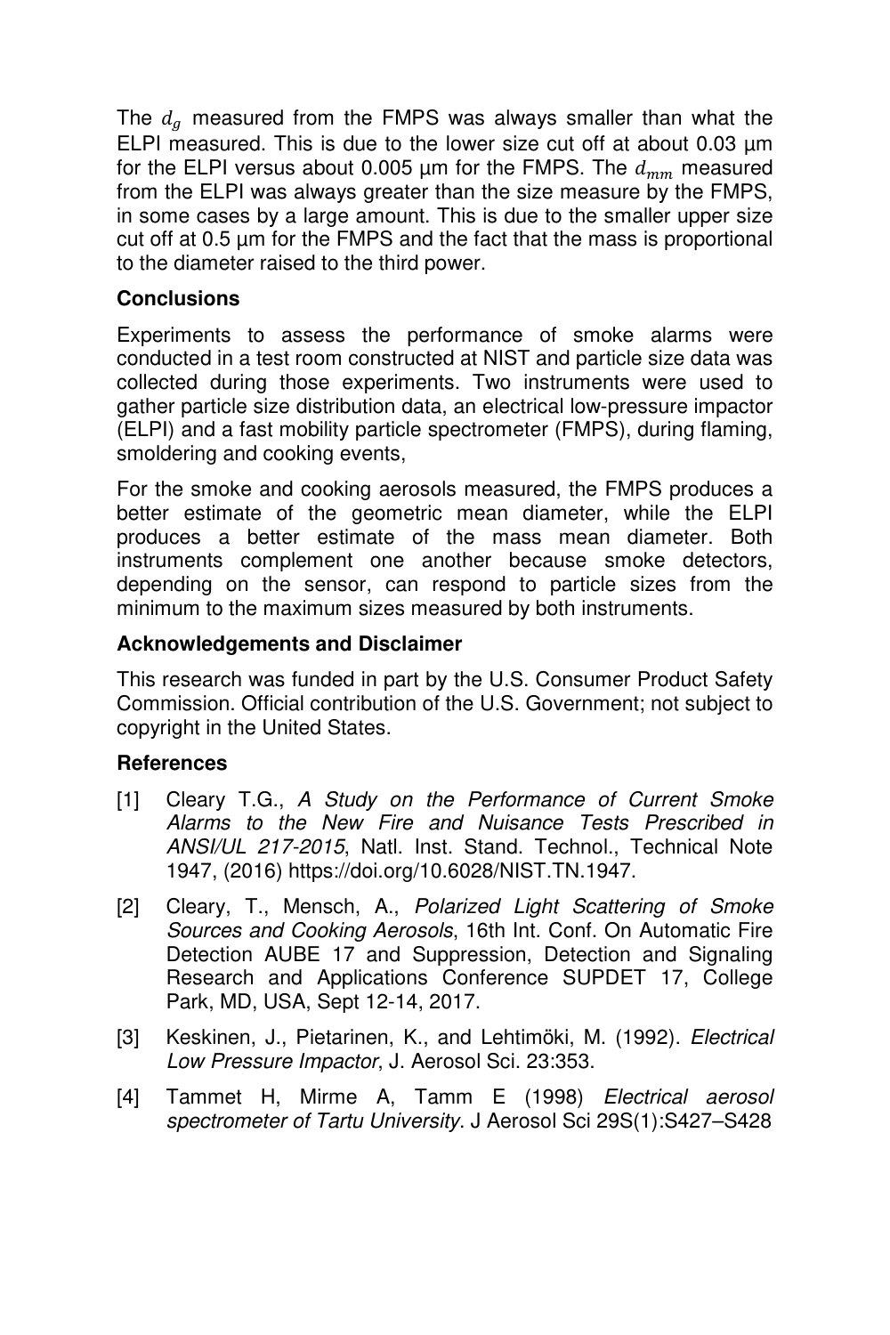The $d_g$ measured from the FMPS was always smaller than what the ELPI measured. This is due to the lower size cut off at about 0.03 µm for the ELPI versus about 0.005 µm for the FMPS. The $d_{mm}$ measured from the ELPI was always greater than the size measure by the FMPS, in some cases by a large amount. This is due to the smaller upper size cut off at 0.5 µm for the FMPS and the fact that the mass is proportional to the diameter raised to the third power.

## Conclusions

Experiments to assess the performance of smoke alarms were conducted in a test room constructed at NIST and particle size data was collected during those experiments. Two instruments were used to gather particle size distribution data, an electrical low-pressure impactor (ELPI) and a fast mobility particle spectrometer (FMPS), during flaming, smoldering and cooking events,

For the smoke and cooking aerosols measured, the FMPS produces a better estimate of the geometric mean diameter, while the ELPI produces a better estimate of the mass mean diameter. Both instruments complement one another because smoke detectors, depending on the sensor, can respond to particle sizes from the minimum to the maximum sizes measured by both instruments.

## Acknowledgements and Disclaimer

This research was funded in part by the U.S. Consumer Product Safety Commission. Official contribution of the U.S. Government; not subject to copyright in the United States.

## References

[1] Cleary T.G., *A Study on the Performance of Current Smoke Alarms to the New Fire and Nuisance Tests Prescribed in ANSI/UL 217-2015*, Natl. Inst. Stand. Technol., Technical Note 1947, (2016) https://doi.org/10.6028/NIST.TN.1947.

[2] Cleary, T., Mensch, A., *Polarized Light Scattering of Smoke Sources and Cooking Aerosols*, 16th Int. Conf. On Automatic Fire Detection AUBE 17 and Suppression, Detection and Signaling Research and Applications Conference SUPDET 17, College Park, MD, USA, Sept 12-14, 2017.

[3] Keskinen, J., Pietarinen, K., and Lehtimöki, M. (1992). *Electrical Low Pressure Impactor*, J. Aerosol Sci. 23:353.

[4] Tammet H, Mirme A, Tamm E (1998) *Electrical aerosol spectrometer of Tartu University*. J Aerosol Sci 29S(1):S427–S428